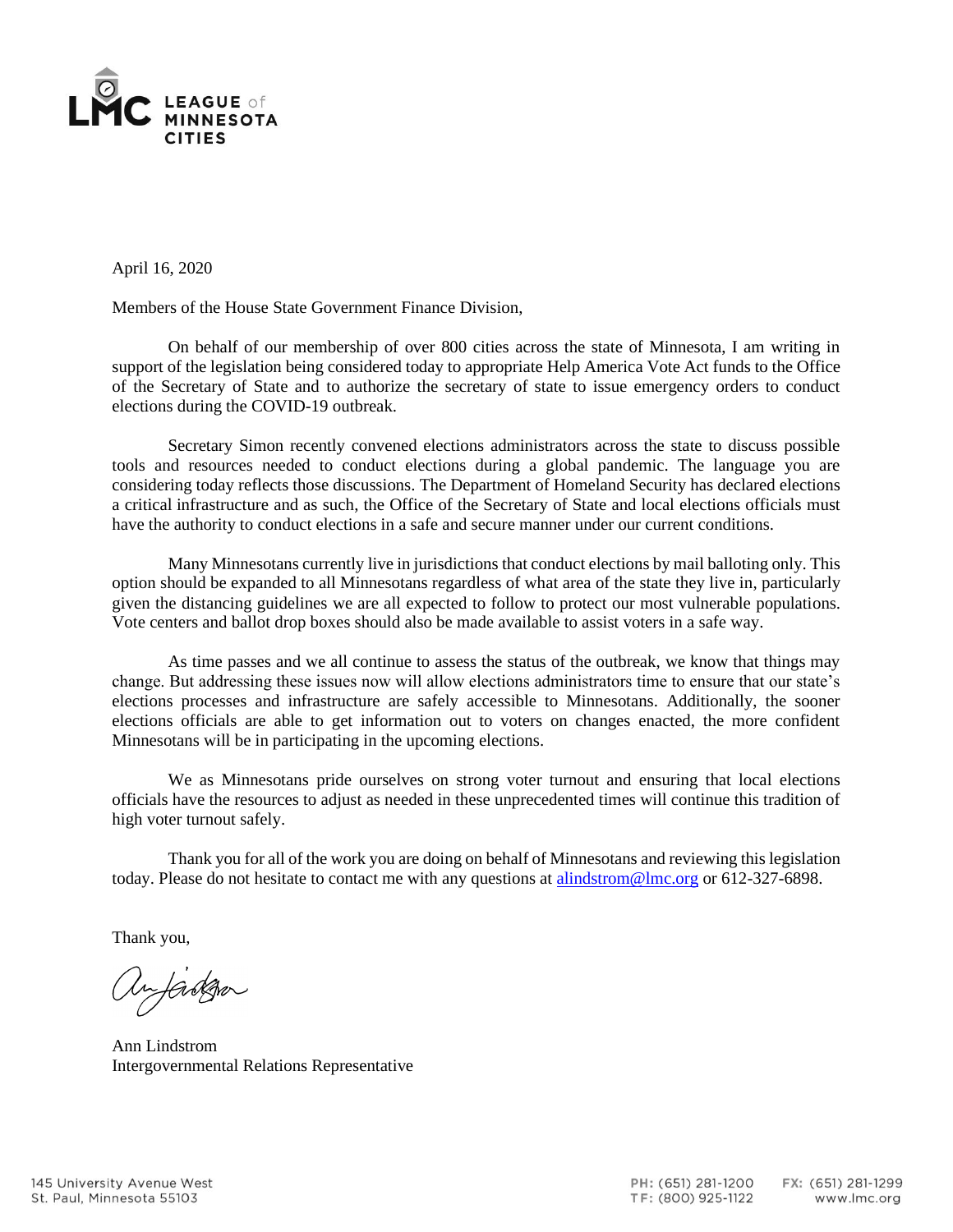LEAGUE of MINNESOTA CITIES

April 16, 2020

Members of the House State Government Finance Division,

On behalf of our membership of over 800 cities across the state of Minnesota, I am writing in support of the legislation being considered today to appropriate Help America Vote Act funds to the Office of the Secretary of State and to authorize the secretary of state to issue emergency orders to conduct elections during the COVID-19 outbreak.

Secretary Simon recently convened elections administrators across the state to discuss possible tools and resources needed to conduct elections during a global pandemic. The language you are considering today reflects those discussions. The Department of Homeland Security has declared elections a critical infrastructure and as such, the Office of the Secretary of State and local elections officials must have the authority to conduct elections in a safe and secure manner under our current conditions.

Many Minnesotans currently live in jurisdictions that conduct elections by mail balloting only. This option should be expanded to all Minnesotans regardless of what area of the state they live in, particularly given the distancing guidelines we are all expected to follow to protect our most vulnerable populations. Vote centers and ballot drop boxes should also be made available to assist voters in a safe way.

As time passes and we all continue to assess the status of the outbreak, we know that things may change. But addressing these issues now will allow elections administrators time to ensure that our state's elections processes and infrastructure are safely accessible to Minnesotans. Additionally, the sooner elections officials are able to get information out to voters on changes enacted, the more confident Minnesotans will be in participating in the upcoming elections.

We as Minnesotans pride ourselves on strong voter turnout and ensuring that local elections officials have the resources to adjust as needed in these unprecedented times will continue this tradition of high voter turnout safely.

Thank you for all of the work you are doing on behalf of Minnesotans and reviewing this legislation today. Please do not hesitate to contact me with any questions at alindstrom@lmc.org or 612-327-6898.

Thank you,

Ann Lindstrom
Intergovernmental Relations Representative

145 University Avenue West
St. Paul, Minnesota 55103

PH: (651) 281-1200
TF: (800) 925-1122

FX: (651) 281-1299
www.lmc.org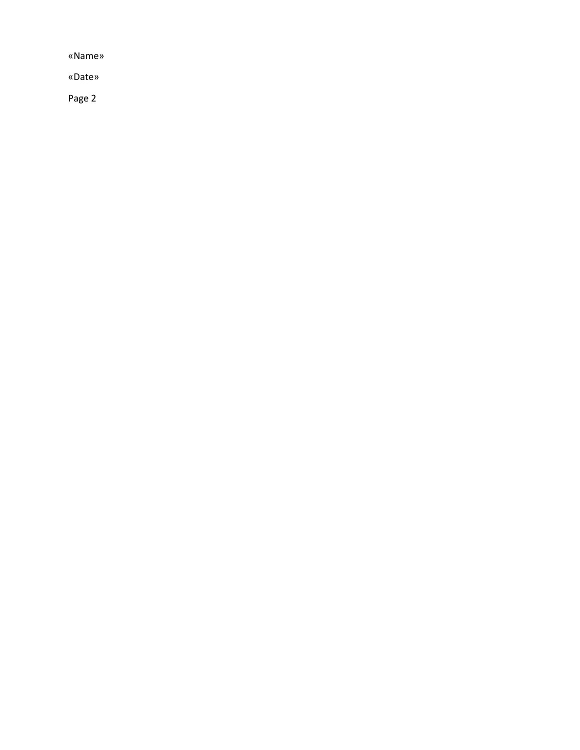«Name»

«Date»